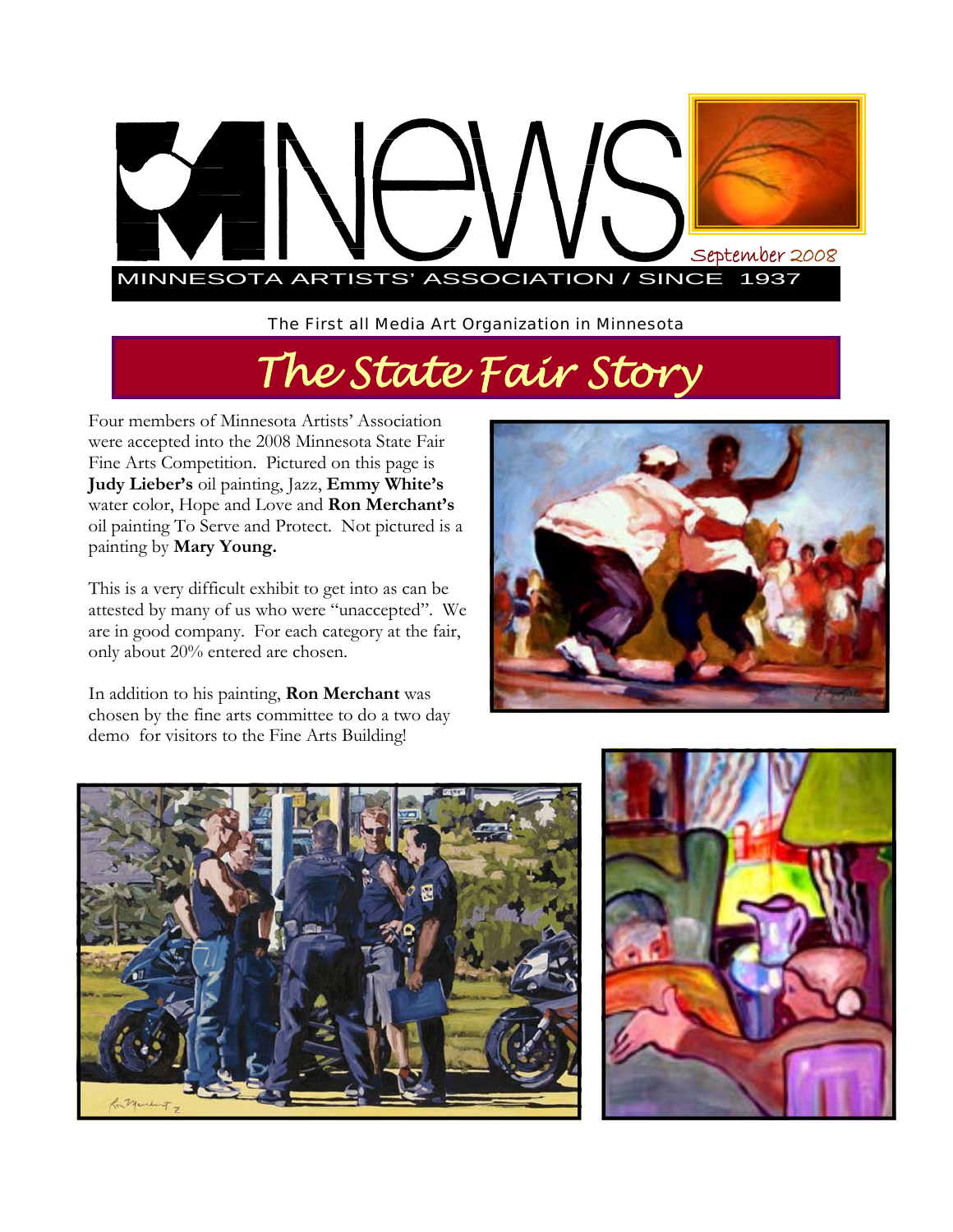# MNews

September 2008

MINNESOTA ARTISTS' ASSOCIATION / SINCE 1937

The First all Media Art Organization in Minnesota

## *The State Fair Story*

Four members of Minnesota Artists' Association were accepted into the 2008 Minnesota State Fair Fine Arts Competition. Pictured on this page is **Judy Lieber's** oil painting, Jazz, **Emmy White's** water color, Hope and Love and **Ron Merchant's** oil painting To Serve and Protect. Not pictured is a painting by **Mary Young.**

This is a very difficult exhibit to get into as can be attested by many of us who were "unaccepted". We are in good company. For each category at the fair, only about 20% entered are chosen.

In addition to his painting, **Ron Merchant** was chosen by the fine arts committee to do a two day demo for visitors to the Fine Arts Building!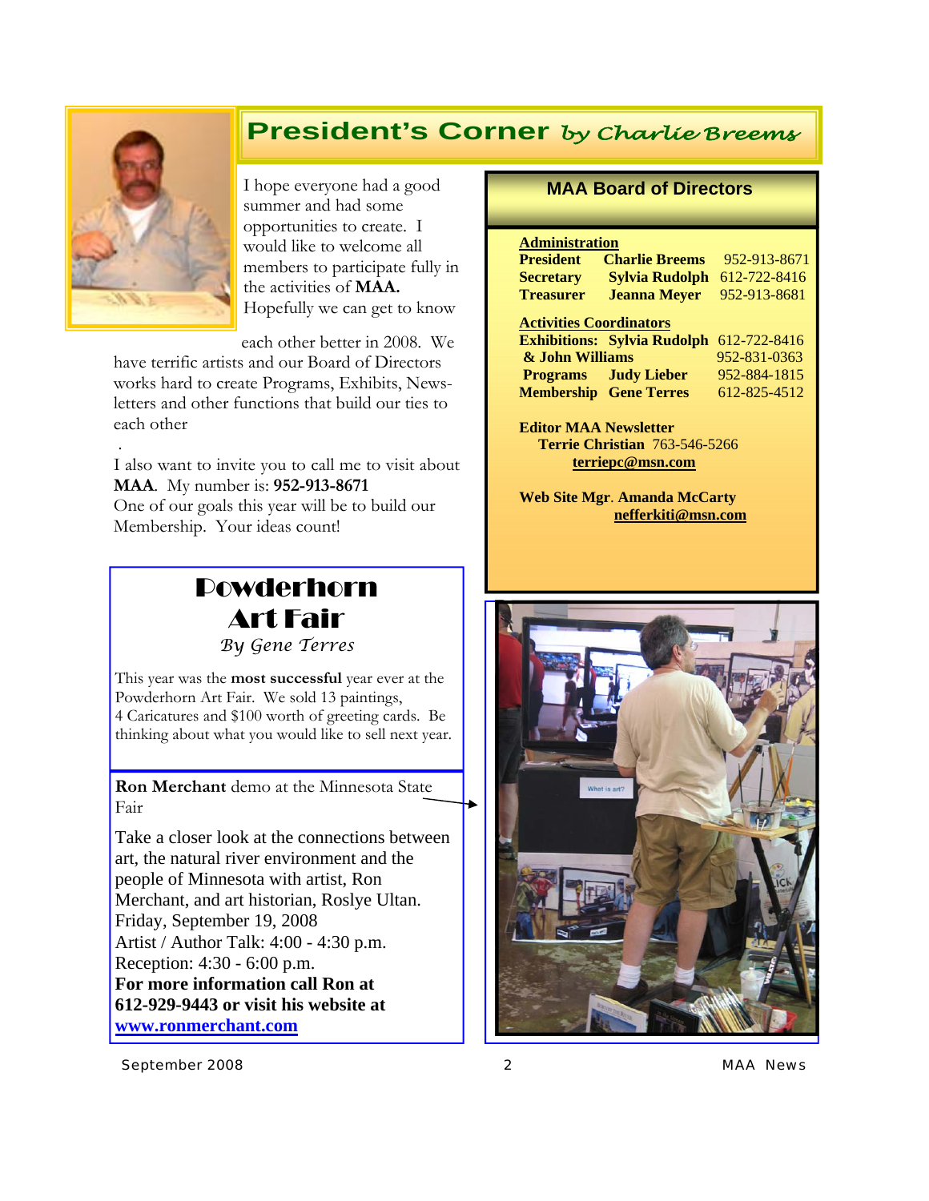## President's Corner *by Charlie Breems*

I hope everyone had a good summer and had some opportunities to create. I would like to welcome all members to participate fully in the activities of **MAA.** Hopefully we can get to know each other better in 2008. We have terrific artists and our Board of Directors works hard to create Programs, Exhibits, Newsletters and other functions that build our ties to each other

.

I also want to invite you to call me to visit about **MAA**. My number is: **952-913-8671**
One of our goals this year will be to build our Membership. Your ideas count!

## MAA Board of Directors

**Administration**

| | | |
|---|---|---|
| **President** | **Charlie Breems** | 952-913-8671 |
| **Secretary** | **Sylvia Rudolph** | 612-722-8416 |
| **Treasurer** | **Jeanna Meyer** | 952-913-8681 |

**Activities Coordinators**

| | | |
|---|---|---|
| **Exhibitions:** | **Sylvia Rudolph** | 612-722-8416 |
| | **& John Williams** | 952-831-0363 |
| **Programs** | **Judy Lieber** | 952-884-1815 |
| **Membership** | **Gene Terres** | 612-825-4512 |

**Editor MAA Newsletter**
**Terrie Christian** 763-546-5266
**terriepc@msn.com**

**Web Site Mgr. Amanda McCarty**
**nefferkiti@msn.com**

## Powderhorn Art Fair

*By Gene Terres*

This year was the **most successful** year ever at the Powderhorn Art Fair. We sold 13 paintings, 4 Caricatures and $100 worth of greeting cards. Be thinking about what you would like to sell next year.

**Ron Merchant** demo at the Minnesota State Fair

Take a closer look at the connections between art, the natural river environment and the people of Minnesota with artist, Ron Merchant, and art historian, Roslye Ultan.
Friday, September 19, 2008
Artist / Author Talk: 4:00 - 4:30 p.m.
Reception: 4:30 - 6:00 p.m.
**For more information call Ron at 612-929-9443 or visit his website at www.ronmerchant.com**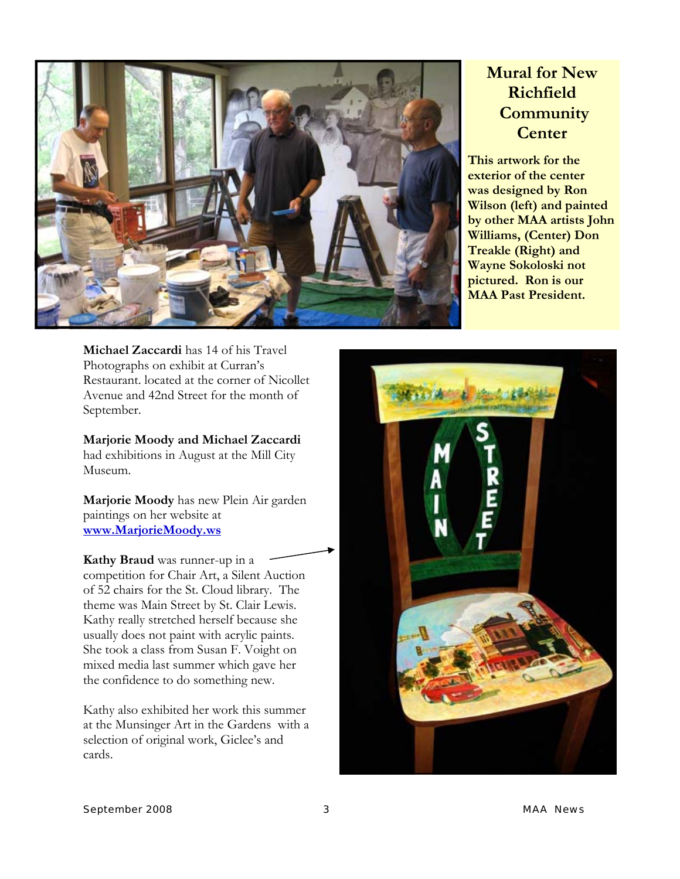## Mural for New Richfield Community Center

**This artwork for the exterior of the center was designed by Ron Wilson (left) and painted by other MAA artists John Williams, (Center) Don Treakle (Right) and Wayne Sokoloski not pictured. Ron is our MAA Past President.**

**Michael Zaccardi** has 14 of his Travel Photographs on exhibit at Curran's Restaurant. located at the corner of Nicollet Avenue and 42nd Street for the month of September.

**Marjorie Moody and Michael Zaccardi** had exhibitions in August at the Mill City Museum.

**Marjorie Moody** has new Plein Air garden paintings on her website at **[www.MarjorieMoody.ws](http://www.MarjorieMoody.ws)**

**Kathy Braud** was runner-up in a competition for Chair Art, a Silent Auction of 52 chairs for the St. Cloud library. The theme was Main Street by St. Clair Lewis. Kathy really stretched herself because she usually does not paint with acrylic paints. She took a class from Susan F. Voight on mixed media last summer which gave her the confidence to do something new.

Kathy also exhibited her work this summer at the Munsinger Art in the Gardens with a selection of original work, Giclee's and cards.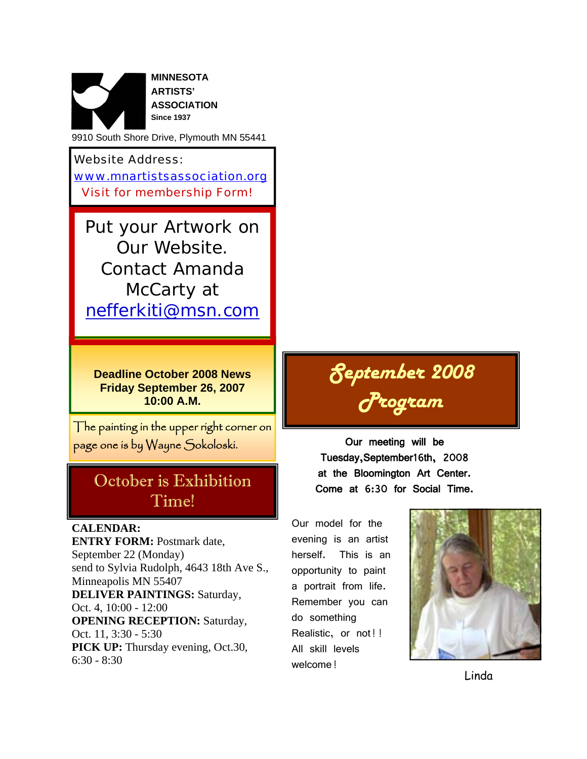**MINNESOTA ARTISTS' ASSOCIATION**
**Since 1937**

9910 South Shore Drive, Plymouth MN 55441

Website Address:
www.mnartistsassociation.org
Visit for membership Form!

Put your Artwork on Our Website. Contact Amanda McCarty at nefferkiti@msn.com

**Deadline October 2008 News**
**Friday September 26, 2007**
**10:00 A.M.**

The painting in the upper right corner on page one is by Wayne Sokoloski.

## October is Exhibition Time!

**CALENDAR:**
**ENTRY FORM:** Postmark date, September 22 (Monday)
send to Sylvia Rudolph, 4643 18th Ave S., Minneapolis MN 55407
**DELIVER PAINTINGS:** Saturday, Oct. 4, 10:00 - 12:00
**OPENING RECEPTION:** Saturday, Oct. 11, 3:30 - 5:30
**PICK UP:** Thursday evening, Oct.30, 6:30 - 8:30

## September 2008 Program

**Our meeting will be Tuesday,September16th, 2008 at the Bloomington Art Center. Come at 6:30 for Social Time.**

Our model for the evening is an artist herself. This is an opportunity to paint a portrait from life. Remember you can do something Realistic, or not!! All skill levels welcome!

Linda